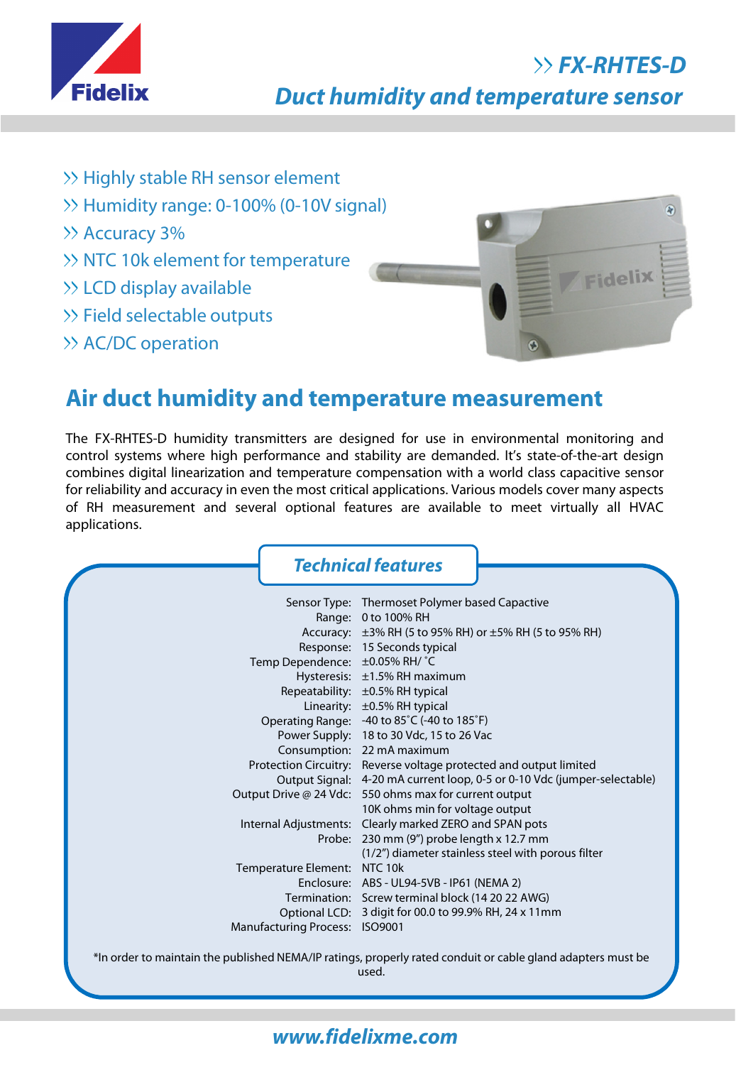Fidelix

# FX-RHTES-D

## Duct humidity and temperature sensor

- Highly stable RH sensor element
- Humidity range: 0-100% (0-10V signal)
- Accuracy 3%
- NTC 10k element for temperature
- LCD display available
- Field selectable outputs
- AC/DC operation

## Air duct humidity and temperature measurement

The FX-RHTES-D humidity transmitters are designed for use in environmental monitoring and control systems where high performance and stability are demanded. It's state-of-the-art design combines digital linearization and temperature compensation with a world class capacitive sensor for reliability and accuracy in even the most critical applications. Various models cover many aspects of RH measurement and several optional features are available to meet virtually all HVAC applications.

### Technical features

| | |
|---|---|
| Sensor Type: | Thermoset Polymer based Capactive |
| Range: | 0 to 100% RH |
| Accuracy: | ±3% RH (5 to 95% RH) or ±5% RH (5 to 95% RH) |
| Response: | 15 Seconds typical |
| Temp Dependence: | ±0.05% RH/ ˚C |
| Hysteresis: | ±1.5% RH maximum |
| Repeatability: | ±0.5% RH typical |
| Linearity: | ±0.5% RH typical |
| Operating Range: | -40 to 85˚C (-40 to 185˚F) |
| Power Supply: | 18 to 30 Vdc, 15 to 26 Vac |
| Consumption: | 22 mA maximum |
| Protection Circuitry: | Reverse voltage protected and output limited |
| Output Signal: | 4-20 mA current loop, 0-5 or 0-10 Vdc (jumper-selectable) |
| Output Drive @ 24 Vdc: | 550 ohms max for current output<br>10K ohms min for voltage output |
| Internal Adjustments: | Clearly marked ZERO and SPAN pots |
| Probe: | 230 mm (9") probe length x 12.7 mm (1/2") diameter stainless steel with porous filter |
| Temperature Element: | NTC 10k |
| Enclosure: | ABS - UL94-5VB - IP61 (NEMA 2) |
| Termination: | Screw terminal block (14 20 22 AWG) |
| Optional LCD: | 3 digit for 00.0 to 99.9% RH, 24 x 11mm |
| Manufacturing Process: | ISO9001 |

*In order to maintain the published NEMA/IP ratings, properly rated conduit or cable gland adapters must be used.

www.fidelixme.com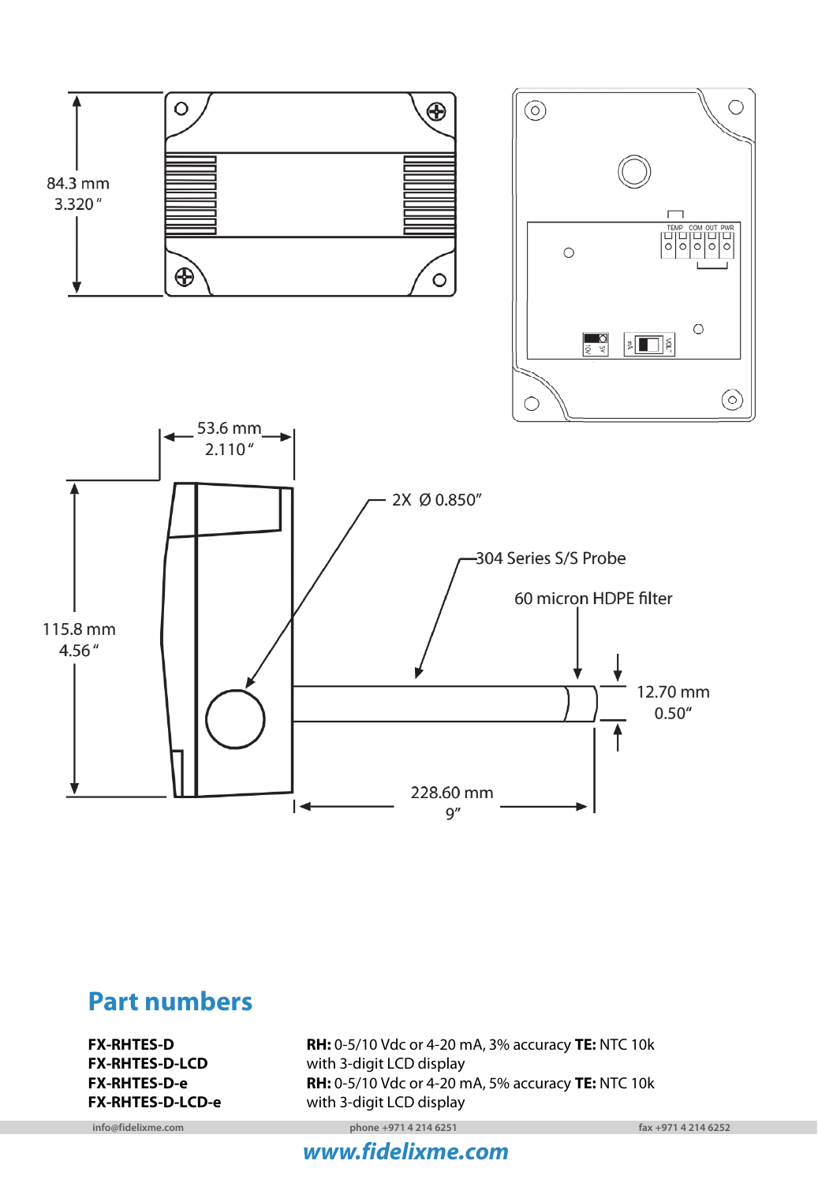84.3 mm
3.320 "

TEMP COM OUT PWR

10V 5V

mA VOL

53.6 mm
2.110 "

115.8 mm
4.56 "

2X Ø 0.850"

304 Series S/S Probe

60 micron HDPE filter

12.70 mm
0.50"

228.60 mm
9"

## Part numbers

| | |
|---|---|
| **FX-RHTES-D**<br>**FX-RHTES-D-LCD** | **RH:** 0-5/10 Vdc or 4-20 mA, 3% accuracy **TE:** NTC 10k<br>with 3-digit LCD display |
| **FX-RHTES-D-e**<br>**FX-RHTES-D-LCD-e** | **RH:** 0-5/10 Vdc or 4-20 mA, 5% accuracy **TE:** NTC 10k<br>with 3-digit LCD display |

info@fidelixme.com phone +971 4 214 6251 fax +971 4 214 6252

www.fidelixme.com